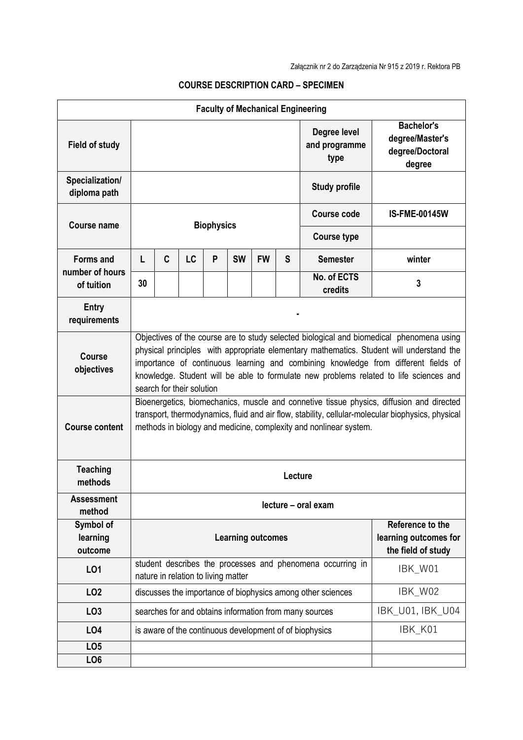Załącznik nr 2 do Zarządzenia Nr 915 z 2019 r. Rektora PB

## COURSE DESCRIPTION CARD – SPECIMEN

| **Faculty of Mechanical Engineering** | | | | | | | | | |
|---|---|---|---|---|---|---|---|---|---|
| **Field of study** | | | | | | | | **Degree level and programme type** | **Bachelor's degree/Master's degree/Doctoral degree** |
| **Specialization/ diploma path** | | | | | | | | **Study profile** | |
| **Course name** | **Biophysics** | | | | | | | **Course code** | **IS-FME-00145W** |
| | | | | | | | | **Course type** | |
| **Forms and number of hours of tuition** | **L** | **C** | **LC** | **P** | **SW** | **FW** | **S** | **Semester** | **winter** |
| | **30** | | | | | | | **No. of ECTS credits** | **3** |
| **Entry requirements** | **-** | | | | | | | | |
| **Course objectives** | Objectives of the course are to study selected biological and biomedical phenomena using physical principles with appropriate elementary mathematics. Student will understand the importance of continuous learning and combining knowledge from different fields of knowledge. Student will be able to formulate new problems related to life sciences and search for their solution | | | | | | | | |
| **Course content** | Bioenergetics, biomechanics, muscle and connetive tissue physics, diffusion and directed transport, thermodynamics, fluid and air flow, stability, cellular-molecular biophysics, physical methods in biology and medicine, complexity and nonlinear system. | | | | | | | | |
| **Teaching methods** | **Lecture** | | | | | | | | |
| **Assessment method** | **lecture – oral exam** | | | | | | | | |
| **Symbol of learning outcome** | **Learning outcomes** | | | | | | | | **Reference to the learning outcomes for the field of study** |
| **LO1** | student describes the processes and phenomena occurring in nature in relation to living matter | | | | | | | | IBK_W01 |
| **LO2** | discusses the importance of biophysics among other sciences | | | | | | | | IBK_W02 |
| **LO3** | searches for and obtains information from many sources | | | | | | | | IBK_U01, IBK_U04 |
| **LO4** | is aware of the continuous development of of biophysics | | | | | | | | IBK_K01 |
| **LO5** | | | | | | | | | |
| **LO6** | | | | | | | | | |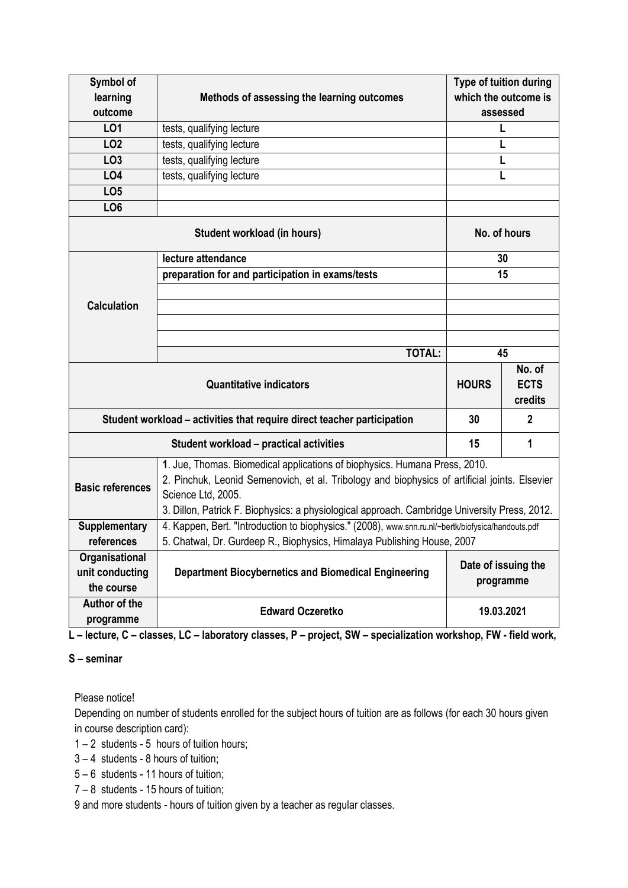| Symbol of learning outcome | Methods of assessing the learning outcomes | Type of tuition during which the outcome is assessed | |
|---|---|---|---|
| **LO1** | tests, qualifying lecture | L | |
| **LO2** | tests, qualifying lecture | L | |
| **LO3** | tests, qualifying lecture | L | |
| **LO4** | tests, qualifying lecture | L | |
| **LO5** | | | |
| **LO6** | | | |
| **Student workload (in hours)** | | **No. of hours** | |
| **Calculation** | **lecture attendance** | **30** | |
| | **preparation for and participation in exams/tests** | **15** | |
| | | | |
| | | | |
| | | | |
| | | | |
| | **TOTAL:** | **45** | |
| **Quantitative indicators** | | **HOURS** | **No. of ECTS credits** |
| **Student workload – activities that require direct teacher participation** | | **30** | **2** |
| **Student workload – practical activities** | | **15** | **1** |
| **Basic references** | **1**. Jue, Thomas. Biomedical applications of biophysics. Humana Press, 2010.<br>2. Pinchuk, Leonid Semenovich, et al. Tribology and biophysics of artificial joints. Elsevier Science Ltd, 2005.<br>3. Dillon, Patrick F. Biophysics: a physiological approach. Cambridge University Press, 2012. | | |
| **Supplementary references** | 4. Kappen, Bert. "Introduction to biophysics." (2008), www.snn.ru.nl/~bertk/biofysica/handouts.pdf<br>5. Chatwal, Dr. Gurdeep R., Biophysics, Himalaya Publishing House, 2007 | | |
| **Organisational unit conducting the course** | **Department Biocybernetics and Biomedical Engineering** | **Date of issuing the programme** | |
| **Author of the programme** | **Edward Oczeretko** | **19.03.2021** | |

**L – lecture, C – classes, LC – laboratory classes, P – project, SW – specialization workshop, FW - field work, S – seminar**

Please notice!

Depending on number of students enrolled for the subject hours of tuition are as follows (for each 30 hours given in course description card):

1 – 2 students - 5 hours of tuition hours;

3 – 4 students - 8 hours of tuition;

5 – 6 students - 11 hours of tuition;

7 – 8 students - 15 hours of tuition;

9 and more students - hours of tuition given by a teacher as regular classes.